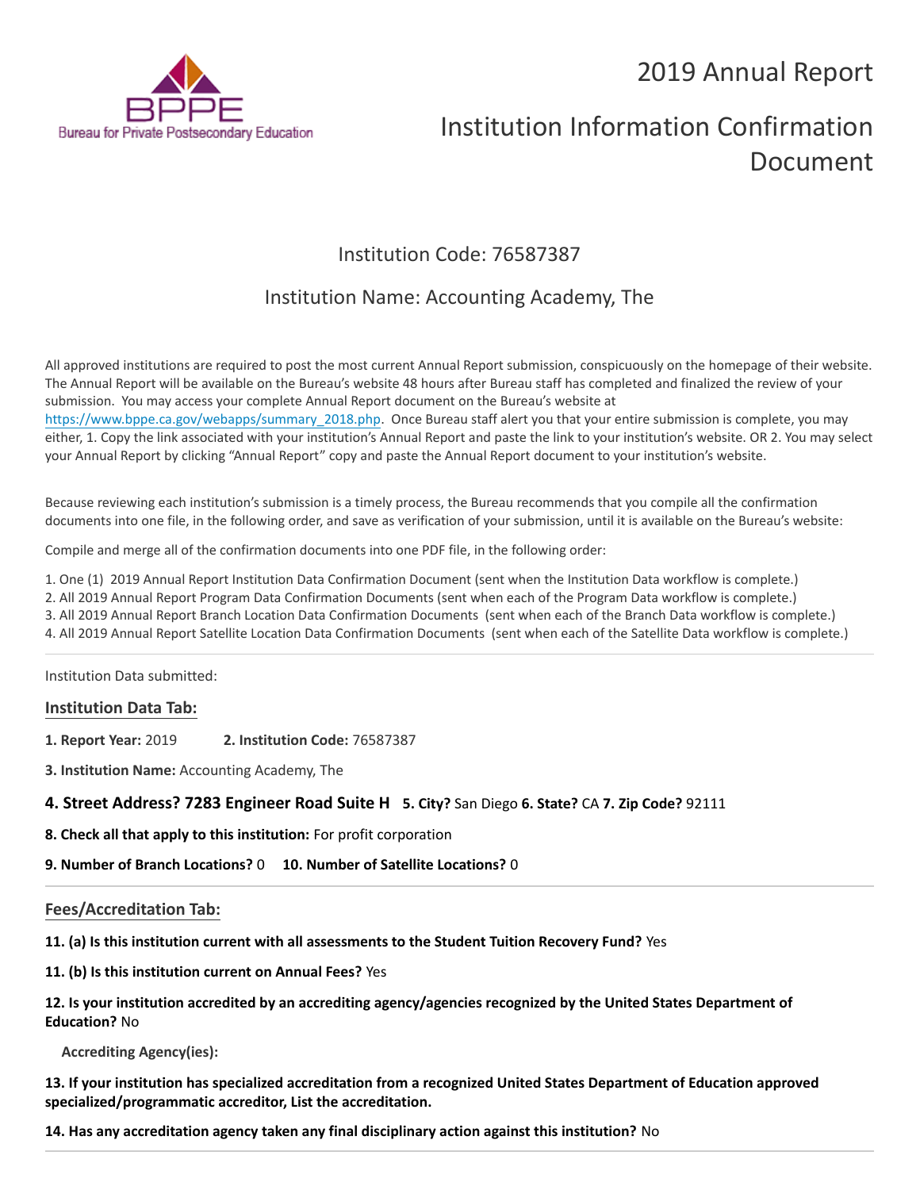BPPE
Bureau for Private Postsecondary Education

# 2019 Annual Report

# Institution Information Confirmation Document

## Institution Code: 76587387

## Institution Name: Accounting Academy, The

All approved institutions are required to post the most current Annual Report submission, conspicuously on the homepage of their website. The Annual Report will be available on the Bureau's website 48 hours after Bureau staff has completed and finalized the review of your submission. You may access your complete Annual Report document on the Bureau's website at https://www.bppe.ca.gov/webapps/summary_2018.php. Once Bureau staff alert you that your entire submission is complete, you may either, 1. Copy the link associated with your institution's Annual Report and paste the link to your institution's website. OR 2. You may select your Annual Report by clicking "Annual Report" copy and paste the Annual Report document to your institution's website.

Because reviewing each institution's submission is a timely process, the Bureau recommends that you compile all the confirmation documents into one file, in the following order, and save as verification of your submission, until it is available on the Bureau's website:

Compile and merge all of the confirmation documents into one PDF file, in the following order:

1. One (1) 2019 Annual Report Institution Data Confirmation Document (sent when the Institution Data workflow is complete.)
2. All 2019 Annual Report Program Data Confirmation Documents (sent when each of the Program Data workflow is complete.)
3. All 2019 Annual Report Branch Location Data Confirmation Documents (sent when each of the Branch Data workflow is complete.)
4. All 2019 Annual Report Satellite Location Data Confirmation Documents (sent when each of the Satellite Data workflow is complete.)

---

Institution Data submitted:

### Institution Data Tab:

**1. Report Year:** 2019 **2. Institution Code:** 76587387

**3. Institution Name:** Accounting Academy, The

**4. Street Address? 7283 Engineer Road Suite H** **5. City?** San Diego **6. State?** CA **7. Zip Code?** 92111

**8. Check all that apply to this institution:** For profit corporation

**9. Number of Branch Locations?** 0 **10. Number of Satellite Locations?** 0

---

### Fees/Accreditation Tab:

**11. (a) Is this institution current with all assessments to the Student Tuition Recovery Fund?** Yes

**11. (b) Is this institution current on Annual Fees?** Yes

**12. Is your institution accredited by an accrediting agency/agencies recognized by the United States Department of Education?** No

**Accrediting Agency(ies):**

**13. If your institution has specialized accreditation from a recognized United States Department of Education approved specialized/programmatic accreditor, List the accreditation.**

**14. Has any accreditation agency taken any final disciplinary action against this institution?** No

---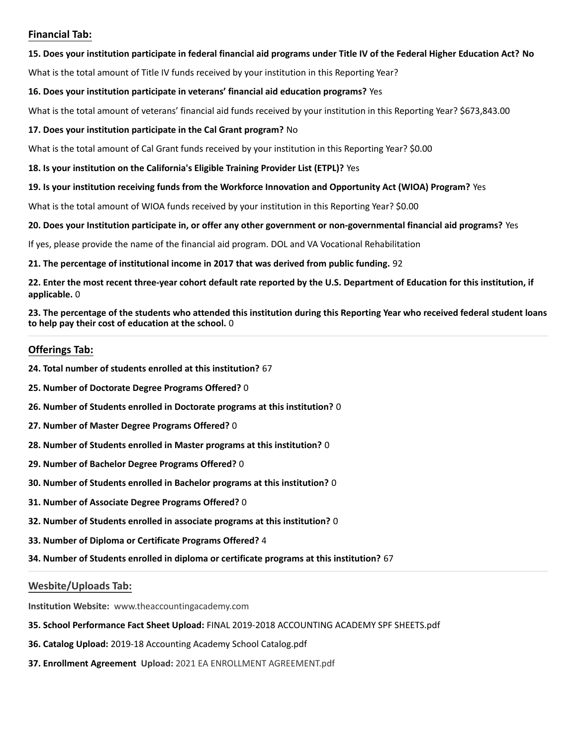## Financial Tab:

**15. Does your institution participate in federal financial aid programs under Title IV of the Federal Higher Education Act? No**

What is the total amount of Title IV funds received by your institution in this Reporting Year?

**16. Does your institution participate in veterans' financial aid education programs?** Yes

What is the total amount of veterans' financial aid funds received by your institution in this Reporting Year? $673,843.00

**17. Does your institution participate in the Cal Grant program?** No

What is the total amount of Cal Grant funds received by your institution in this Reporting Year? $0.00

**18. Is your institution on the California's Eligible Training Provider List (ETPL)?** Yes

**19. Is your institution receiving funds from the Workforce Innovation and Opportunity Act (WIOA) Program?** Yes

What is the total amount of WIOA funds received by your institution in this Reporting Year? $0.00

**20. Does your Institution participate in, or offer any other government or non-governmental financial aid programs?** Yes

If yes, please provide the name of the financial aid program. DOL and VA Vocational Rehabilitation

**21. The percentage of institutional income in 2017 that was derived from public funding.** 92

**22. Enter the most recent three-year cohort default rate reported by the U.S. Department of Education for this institution, if applicable.** 0

**23. The percentage of the students who attended this institution during this Reporting Year who received federal student loans to help pay their cost of education at the school.** 0

## Offerings Tab:

**24. Total number of students enrolled at this institution?** 67

**25. Number of Doctorate Degree Programs Offered?** 0

**26. Number of Students enrolled in Doctorate programs at this institution?** 0

**27. Number of Master Degree Programs Offered?** 0

**28. Number of Students enrolled in Master programs at this institution?** 0

**29. Number of Bachelor Degree Programs Offered?** 0

**30. Number of Students enrolled in Bachelor programs at this institution?** 0

**31. Number of Associate Degree Programs Offered?** 0

**32. Number of Students enrolled in associate programs at this institution?** 0

**33. Number of Diploma or Certificate Programs Offered?** 4

**34. Number of Students enrolled in diploma or certificate programs at this institution?** 67

## Wesbite/Uploads Tab:

**Institution Website:** www.theaccountingacademy.com

**35. School Performance Fact Sheet Upload:** FINAL 2019-2018 ACCOUNTING ACADEMY SPF SHEETS.pdf

**36. Catalog Upload:** 2019-18 Accounting Academy School Catalog.pdf

**37. Enrollment Agreement Upload:** 2021 EA ENROLLMENT AGREEMENT.pdf